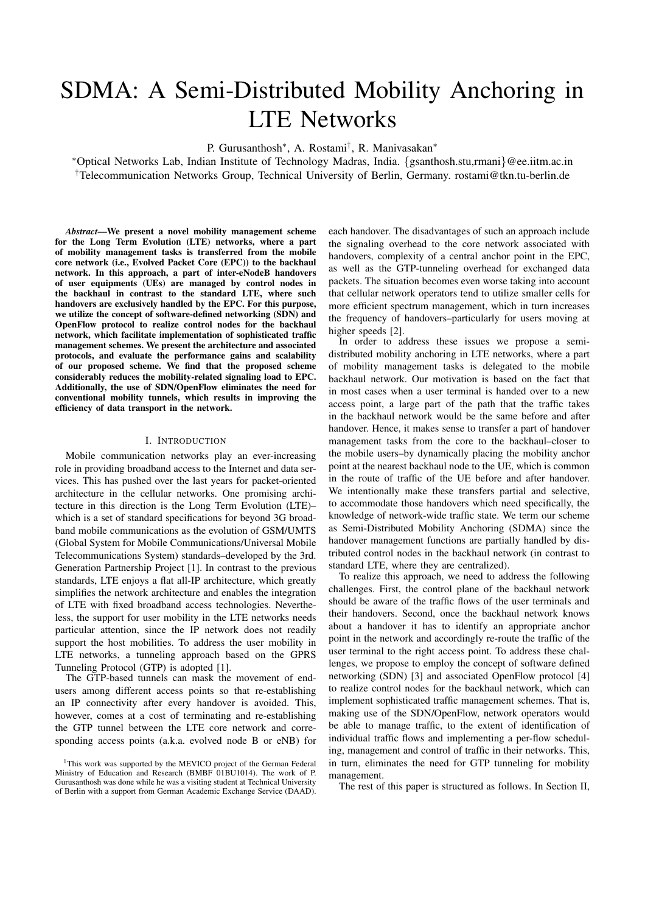# SDMA: A Semi-Distributed Mobility Anchoring in LTE Networks

P. Gurusanthosh*, A. Rostami†, R. Manivasakan*

*Optical Networks Lab, Indian Institute of Technology Madras, India. {gsanthosh.stu,rmani}@ee.iitm.ac.in
†Telecommunication Networks Group, Technical University of Berlin, Germany. rostami@tkn.tu-berlin.de

***Abstract*—We present a novel mobility management scheme for the Long Term Evolution (LTE) networks, where a part of mobility management tasks is transferred from the mobile core network (i.e., Evolved Packet Core (EPC)) to the backhaul network. In this approach, a part of inter-eNodeB handovers of user equipments (UEs) are managed by control nodes in the backhaul in contrast to the standard LTE, where such handovers are exclusively handled by the EPC. For this purpose, we utilize the concept of software-defined networking (SDN) and OpenFlow protocol to realize control nodes for the backhaul network, which facilitate implementation of sophisticated traffic management schemes. We present the architecture and associated protocols, and evaluate the performance gains and scalability of our proposed scheme. We find that the proposed scheme considerably reduces the mobility-related signaling load to EPC. Additionally, the use of SDN/OpenFlow eliminates the need for conventional mobility tunnels, which results in improving the efficiency of data transport in the network.**

## I. Introduction

Mobile communication networks play an ever-increasing role in providing broadband access to the Internet and data services. This has pushed over the last years for packet-oriented architecture in the cellular networks. One promising architecture in this direction is the Long Term Evolution (LTE)–which is a set of standard specifications for beyond 3G broadband mobile communications as the evolution of GSM/UMTS (Global System for Mobile Communications/Universal Mobile Telecommunications System) standards–developed by the 3rd. Generation Partnership Project [1]. In contrast to the previous standards, LTE enjoys a flat all-IP architecture, which greatly simplifies the network architecture and enables the integration of LTE with fixed broadband access technologies. Nevertheless, the support for user mobility in the LTE networks needs particular attention, since the IP network does not readily support the host mobilities. To address the user mobility in LTE networks, a tunneling approach based on the GPRS Tunneling Protocol (GTP) is adopted [1].

The GTP-based tunnels can mask the movement of end-users among different access points so that re-establishing an IP connectivity after every handover is avoided. This, however, comes at a cost of terminating and re-establishing the GTP tunnel between the LTE core network and corresponding access points (a.k.a. evolved node B or eNB) for each handover. The disadvantages of such an approach include the signaling overhead to the core network associated with handovers, complexity of a central anchor point in the EPC, as well as the GTP-tunneling overhead for exchanged data packets. The situation becomes even worse taking into account that cellular network operators tend to utilize smaller cells for more efficient spectrum management, which in turn increases the frequency of handovers–particularly for users moving at higher speeds [2].

In order to address these issues we propose a semi-distributed mobility anchoring in LTE networks, where a part of mobility management tasks is delegated to the mobile backhaul network. Our motivation is based on the fact that in most cases when a user terminal is handed over to a new access point, a large part of the path that the traffic takes in the backhaul network would be the same before and after handover. Hence, it makes sense to transfer a part of handover management tasks from the core to the backhaul–closer to the mobile users–by dynamically placing the mobility anchor point at the nearest backhaul node to the UE, which is common in the route of traffic of the UE before and after handover. We intentionally make these transfers partial and selective, to accommodate those handovers which need specifically, the knowledge of network-wide traffic state. We term our scheme as Semi-Distributed Mobility Anchoring (SDMA) since the handover management functions are partially handled by distributed control nodes in the backhaul network (in contrast to standard LTE, where they are centralized).

To realize this approach, we need to address the following challenges. First, the control plane of the backhaul network should be aware of the traffic flows of the user terminals and their handovers. Second, once the backhaul network knows about a handover it has to identify an appropriate anchor point in the network and accordingly re-route the traffic of the user terminal to the right access point. To address these challenges, we propose to employ the concept of software defined networking (SDN) [3] and associated OpenFlow protocol [4] to realize control nodes for the backhaul network, which can implement sophisticated traffic management schemes. That is, making use of the SDN/OpenFlow, network operators would be able to manage traffic, to the extent of identification of individual traffic flows and implementing a per-flow scheduling, management and control of traffic in their networks. This, in turn, eliminates the need for GTP tunneling for mobility management.

The rest of this paper is structured as follows. In Section II,

[1]This work was supported by the MEVICO project of the German Federal Ministry of Education and Research (BMBF 01BU1014). The work of P. Gurusanthosh was done while he was a visiting student at Technical University of Berlin with a support from German Academic Exchange Service (DAAD).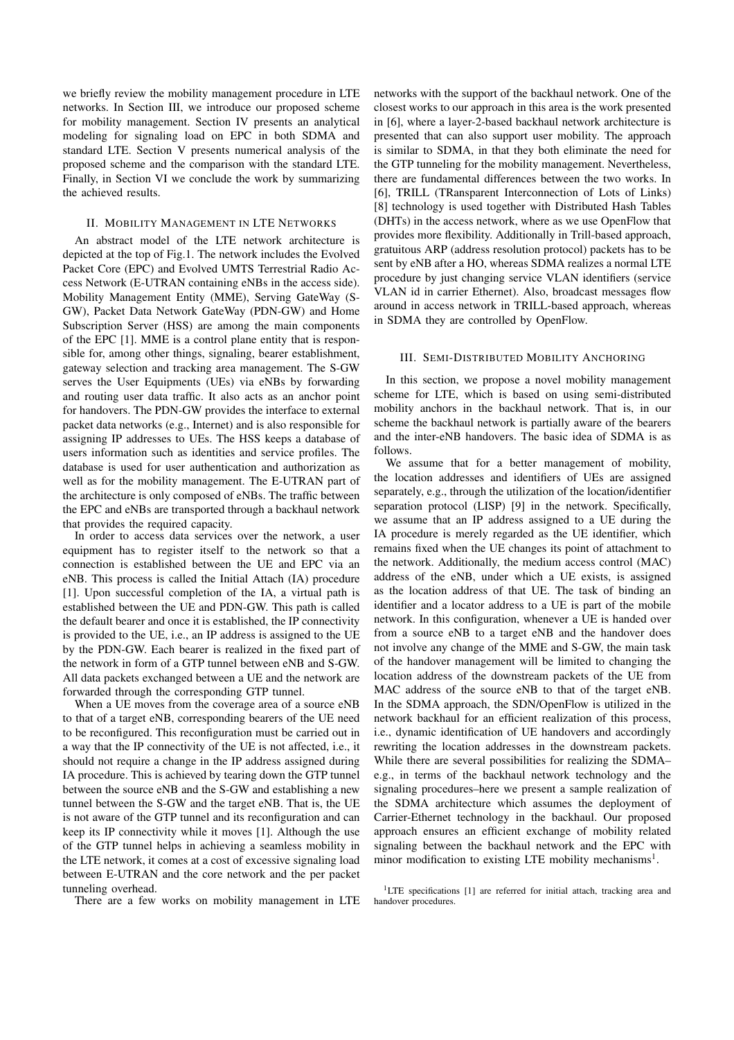we briefly review the mobility management procedure in LTE networks. In Section III, we introduce our proposed scheme for mobility management. Section IV presents an analytical modeling for signaling load on EPC in both SDMA and standard LTE. Section V presents numerical analysis of the proposed scheme and the comparison with the standard LTE. Finally, in Section VI we conclude the work by summarizing the achieved results.

## II. Mobility Management in LTE Networks

An abstract model of the LTE network architecture is depicted at the top of Fig.1. The network includes the Evolved Packet Core (EPC) and Evolved UMTS Terrestrial Radio Access Network (E-UTRAN containing eNBs in the access side). Mobility Management Entity (MME), Serving GateWay (S-GW), Packet Data Network GateWay (PDN-GW) and Home Subscription Server (HSS) are among the main components of the EPC [1]. MME is a control plane entity that is responsible for, among other things, signaling, bearer establishment, gateway selection and tracking area management. The S-GW serves the User Equipments (UEs) via eNBs by forwarding and routing user data traffic. It also acts as an anchor point for handovers. The PDN-GW provides the interface to external packet data networks (e.g., Internet) and is also responsible for assigning IP addresses to UEs. The HSS keeps a database of users information such as identities and service profiles. The database is used for user authentication and authorization as well as for the mobility management. The E-UTRAN part of the architecture is only composed of eNBs. The traffic between the EPC and eNBs are transported through a backhaul network that provides the required capacity.

In order to access data services over the network, a user equipment has to register itself to the network so that a connection is established between the UE and EPC via an eNB. This process is called the Initial Attach (IA) procedure [1]. Upon successful completion of the IA, a virtual path is established between the UE and PDN-GW. This path is called the default bearer and once it is established, the IP connectivity is provided to the UE, i.e., an IP address is assigned to the UE by the PDN-GW. Each bearer is realized in the fixed part of the network in form of a GTP tunnel between eNB and S-GW. All data packets exchanged between a UE and the network are forwarded through the corresponding GTP tunnel.

When a UE moves from the coverage area of a source eNB to that of a target eNB, corresponding bearers of the UE need to be reconfigured. This reconfiguration must be carried out in a way that the IP connectivity of the UE is not affected, i.e., it should not require a change in the IP address assigned during IA procedure. This is achieved by tearing down the GTP tunnel between the source eNB and the S-GW and establishing a new tunnel between the S-GW and the target eNB. That is, the UE is not aware of the GTP tunnel and its reconfiguration and can keep its IP connectivity while it moves [1]. Although the use of the GTP tunnel helps in achieving a seamless mobility in the LTE network, it comes at a cost of excessive signaling load between E-UTRAN and the core network and the per packet tunneling overhead.

There are a few works on mobility management in LTE networks with the support of the backhaul network. One of the closest works to our approach in this area is the work presented in [6], where a layer-2-based backhaul network architecture is presented that can also support user mobility. The approach is similar to SDMA, in that they both eliminate the need for the GTP tunneling for the mobility management. Nevertheless, there are fundamental differences between the two works. In [6], TRILL (TRansparent Interconnection of Lots of Links) [8] technology is used together with Distributed Hash Tables (DHTs) in the access network, where as we use OpenFlow that provides more flexibility. Additionally in Trill-based approach, gratuitous ARP (address resolution protocol) packets has to be sent by eNB after a HO, whereas SDMA realizes a normal LTE procedure by just changing service VLAN identifiers (service VLAN id in carrier Ethernet). Also, broadcast messages flow around in access network in TRILL-based approach, whereas in SDMA they are controlled by OpenFlow.

## III. Semi-Distributed Mobility Anchoring

In this section, we propose a novel mobility management scheme for LTE, which is based on using semi-distributed mobility anchors in the backhaul network. That is, in our scheme the backhaul network is partially aware of the bearers and the inter-eNB handovers. The basic idea of SDMA is as follows.

We assume that for a better management of mobility, the location addresses and identifiers of UEs are assigned separately, e.g., through the utilization of the location/identifier separation protocol (LISP) [9] in the network. Specifically, we assume that an IP address assigned to a UE during the IA procedure is merely regarded as the UE identifier, which remains fixed when the UE changes its point of attachment to the network. Additionally, the medium access control (MAC) address of the eNB, under which a UE exists, is assigned as the location address of that UE. The task of binding an identifier and a locator address to a UE is part of the mobile network. In this configuration, whenever a UE is handed over from a source eNB to a target eNB and the handover does not involve any change of the MME and S-GW, the main task of the handover management will be limited to changing the location address of the downstream packets of the UE from MAC address of the source eNB to that of the target eNB. In the SDMA approach, the SDN/OpenFlow is utilized in the network backhaul for an efficient realization of this process, i.e., dynamic identification of UE handovers and accordingly rewriting the location addresses in the downstream packets. While there are several possibilities for realizing the SDMA– e.g., in terms of the backhaul network technology and the signaling procedures–here we present a sample realization of the SDMA architecture which assumes the deployment of Carrier-Ethernet technology in the backhaul. Our proposed approach ensures an efficient exchange of mobility related signaling between the backhaul network and the EPC with minor modification to existing LTE mobility mechanisms[1].

[1]LTE specifications [1] are referred for initial attach, tracking area and handover procedures.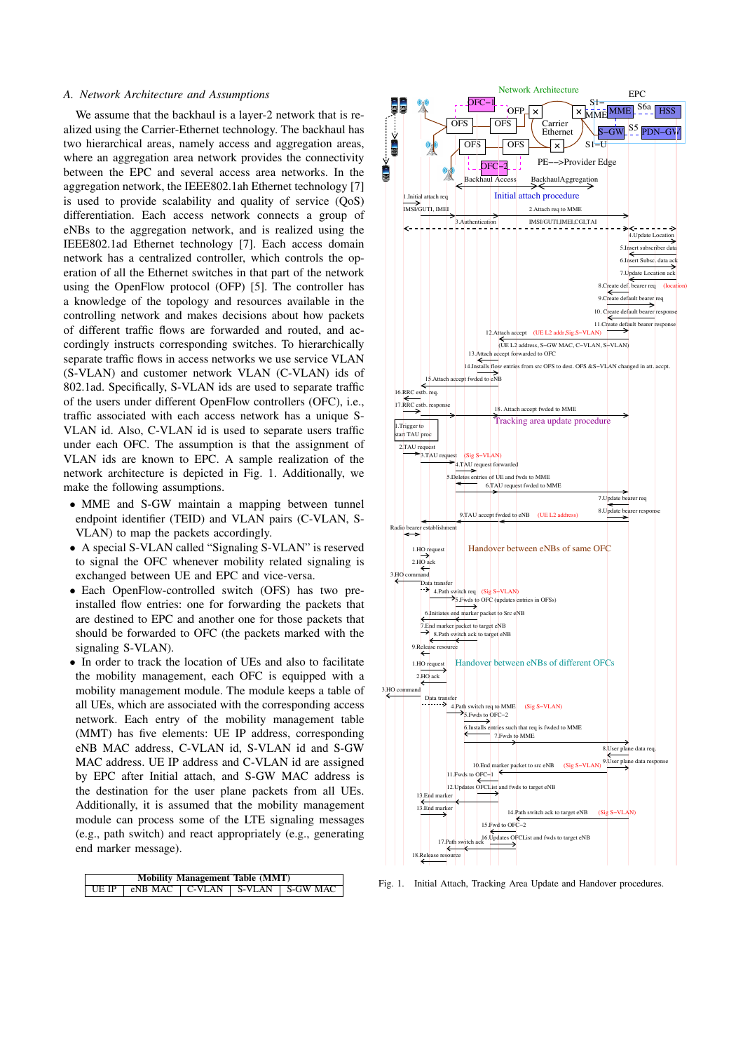### A. Network Architecture and Assumptions

We assume that the backhaul is a layer-2 network that is realized using the Carrier-Ethernet technology. The backhaul has two hierarchical areas, namely access and aggregation areas, where an aggregation area network provides the connectivity between the EPC and several access area networks. In the aggregation network, the IEEE802.1ah Ethernet technology [7] is used to provide scalability and quality of service (QoS) differentiation. Each access network connects a group of eNBs to the aggregation network, and is realized using the IEEE802.1ad Ethernet technology [7]. Each access domain network has a centralized controller, which controls the operation of all the Ethernet switches in that part of the network using the OpenFlow protocol (OFP) [5]. The controller has a knowledge of the topology and resources available in the controlling network and makes decisions about how packets of different traffic flows are forwarded and routed, and accordingly instructs corresponding switches. To hierarchically separate traffic flows in access networks we use service VLAN (S-VLAN) and customer network VLAN (C-VLAN) ids of 802.1ad. Specifically, S-VLAN ids are used to separate traffic of the users under different OpenFlow controllers (OFC), i.e., traffic associated with each access network has a unique S-VLAN id. Also, C-VLAN id is used to separate users traffic under each OFC. The assumption is that the assignment of VLAN ids are known to EPC. A sample realization of the network architecture is depicted in Fig. 1. Additionally, we make the following assumptions.

- MME and S-GW maintain a mapping between tunnel endpoint identifier (TEID) and VLAN pairs (C-VLAN, S-VLAN) to map the packets accordingly.
- A special S-VLAN called "Signaling S-VLAN" is reserved to signal the OFC whenever mobility related signaling is exchanged between UE and EPC and vice-versa.
- Each OpenFlow-controlled switch (OFS) has two pre-installed flow entries: one for forwarding the packets that are destined to EPC and another one for those packets that should be forwarded to OFC (the packets marked with the signaling S-VLAN).
- In order to track the location of UEs and also to facilitate the mobility management, each OFC is equipped with a mobility management module. The module keeps a table of all UEs, which are associated with the corresponding access network. Each entry of the mobility management table (MMT) has five elements: UE IP address, corresponding eNB MAC address, C-VLAN id, S-VLAN id and S-GW MAC address. UE IP address and C-VLAN id are assigned by EPC after Initial attach, and S-GW MAC address is the destination for the user plane packets from all UEs. Additionally, it is assumed that the mobility management module can process some of the LTE signaling messages (e.g., path switch) and react appropriately (e.g., generating end marker message).

| Mobility Management Table (MMT) | | | | |
|---|---|---|---|---|
| UE IP | eNB MAC | C-VLAN | S-VLAN | S-GW MAC |

Fig. 1. Initial Attach, Tracking Area Update and Handover procedures.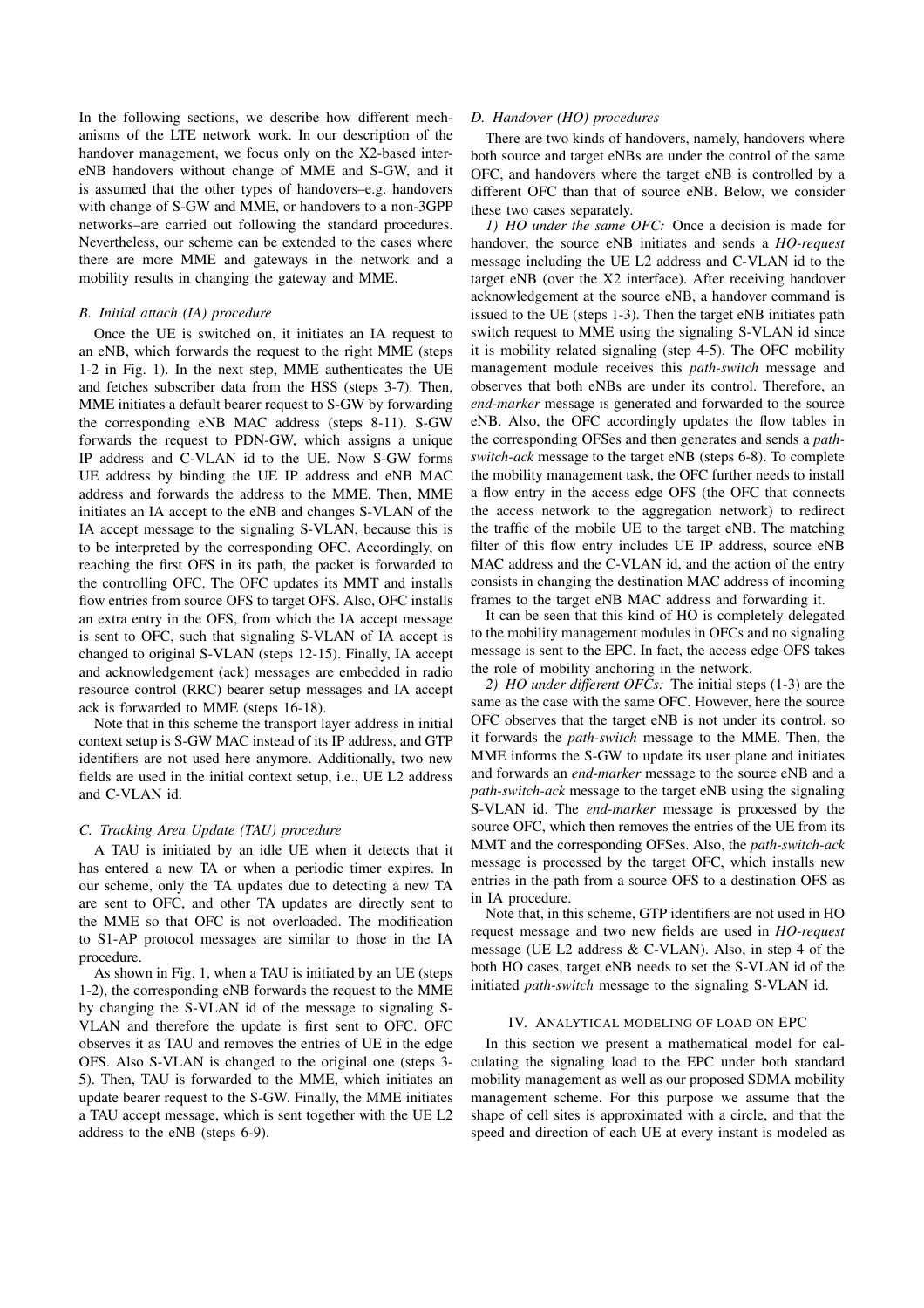In the following sections, we describe how different mechanisms of the LTE network work. In our description of the handover management, we focus only on the X2-based inter-eNB handovers without change of MME and S-GW, and it is assumed that the other types of handovers–e.g. handovers with change of S-GW and MME, or handovers to a non-3GPP networks–are carried out following the standard procedures. Nevertheless, our scheme can be extended to the cases where there are more MME and gateways in the network and a mobility results in changing the gateway and MME.

### B. Initial attach (IA) procedure

Once the UE is switched on, it initiates an IA request to an eNB, which forwards the request to the right MME (steps 1-2 in Fig. 1). In the next step, MME authenticates the UE and fetches subscriber data from the HSS (steps 3-7). Then, MME initiates a default bearer request to S-GW by forwarding the corresponding eNB MAC address (steps 8-11). S-GW forwards the request to PDN-GW, which assigns a unique IP address and C-VLAN id to the UE. Now S-GW forms UE address by binding the UE IP address and eNB MAC address and forwards the address to the MME. Then, MME initiates an IA accept to the eNB and changes S-VLAN of the IA accept message to the signaling S-VLAN, because this is to be interpreted by the corresponding OFC. Accordingly, on reaching the first OFS in its path, the packet is forwarded to the controlling OFC. The OFC updates its MMT and installs flow entries from source OFS to target OFS. Also, OFC installs an extra entry in the OFS, from which the IA accept message is sent to OFC, such that signaling S-VLAN of IA accept is changed to original S-VLAN (steps 12-15). Finally, IA accept and acknowledgement (ack) messages are embedded in radio resource control (RRC) bearer setup messages and IA accept ack is forwarded to MME (steps 16-18).

Note that in this scheme the transport layer address in initial context setup is S-GW MAC instead of its IP address, and GTP identifiers are not used here anymore. Additionally, two new fields are used in the initial context setup, i.e., UE L2 address and C-VLAN id.

### C. Tracking Area Update (TAU) procedure

A TAU is initiated by an idle UE when it detects that it has entered a new TA or when a periodic timer expires. In our scheme, only the TA updates due to detecting a new TA are sent to OFC, and other TA updates are directly sent to the MME so that OFC is not overloaded. The modification to S1-AP protocol messages are similar to those in the IA procedure.

As shown in Fig. 1, when a TAU is initiated by an UE (steps 1-2), the corresponding eNB forwards the request to the MME by changing the S-VLAN id of the message to signaling S-VLAN and therefore the update is first sent to OFC. OFC observes it as TAU and removes the entries of UE in the edge OFS. Also S-VLAN is changed to the original one (steps 3-5). Then, TAU is forwarded to the MME, which initiates an update bearer request to the S-GW. Finally, the MME initiates a TAU accept message, which is sent together with the UE L2 address to the eNB (steps 6-9).

### D. Handover (HO) procedures

There are two kinds of handovers, namely, handovers where both source and target eNBs are under the control of the same OFC, and handovers where the target eNB is controlled by a different OFC than that of source eNB. Below, we consider these two cases separately.

*1) HO under the same OFC:* Once a decision is made for handover, the source eNB initiates and sends a *HO-request* message including the UE L2 address and C-VLAN id to the target eNB (over the X2 interface). After receiving handover acknowledgement at the source eNB, a handover command is issued to the UE (steps 1-3). Then the target eNB initiates path switch request to MME using the signaling S-VLAN id since it is mobility related signaling (step 4-5). The OFC mobility management module receives this *path-switch* message and observes that both eNBs are under its control. Therefore, an *end-marker* message is generated and forwarded to the source eNB. Also, the OFC accordingly updates the flow tables in the corresponding OFSes and then generates and sends a *path-switch-ack* message to the target eNB (steps 6-8). To complete the mobility management task, the OFC further needs to install a flow entry in the access edge OFS (the OFC that connects the access network to the aggregation network) to redirect the traffic of the mobile UE to the target eNB. The matching filter of this flow entry includes UE IP address, source eNB MAC address and the C-VLAN id, and the action of the entry consists in changing the destination MAC address of incoming frames to the target eNB MAC address and forwarding it.

It can be seen that this kind of HO is completely delegated to the mobility management modules in OFCs and no signaling message is sent to the EPC. In fact, the access edge OFS takes the role of mobility anchoring in the network.

*2) HO under different OFCs:* The initial steps (1-3) are the same as the case with the same OFC. However, here the source OFC observes that the target eNB is not under its control, so it forwards the *path-switch* message to the MME. Then, the MME informs the S-GW to update its user plane and initiates and forwards an *end-marker* message to the source eNB and a *path-switch-ack* message to the target eNB using the signaling S-VLAN id. The *end-marker* message is processed by the source OFC, which then removes the entries of the UE from its MMT and the corresponding OFSes. Also, the *path-switch-ack* message is processed by the target OFC, which installs new entries in the path from a source OFS to a destination OFS as in IA procedure.

Note that, in this scheme, GTP identifiers are not used in HO request message and two new fields are used in *HO-request* message (UE L2 address & C-VLAN). Also, in step 4 of the both HO cases, target eNB needs to set the S-VLAN id of the initiated *path-switch* message to the signaling S-VLAN id.

## IV. Analytical modeling of load on EPC

In this section we present a mathematical model for calculating the signaling load to the EPC under both standard mobility management as well as our proposed SDMA mobility management scheme. For this purpose we assume that the shape of cell sites is approximated with a circle, and that the speed and direction of each UE at every instant is modeled as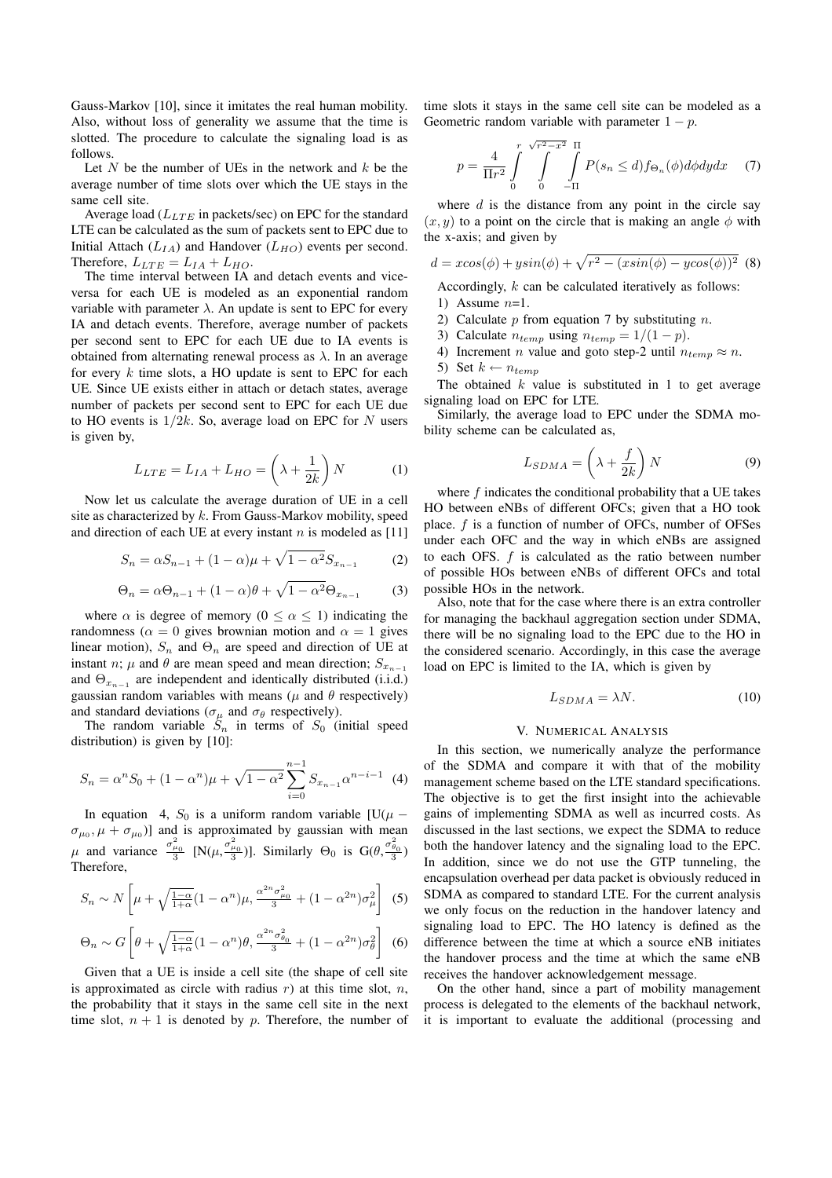Gauss-Markov [10], since it imitates the real human mobility. Also, without loss of generality we assume that the time is slotted. The procedure to calculate the signaling load is as follows.

Let $N$ be the number of UEs in the network and $k$ be the average number of time slots over which the UE stays in the same cell site.

Average load ($L_{LTE}$ in packets/sec) on EPC for the standard LTE can be calculated as the sum of packets sent to EPC due to Initial Attach ($L_{IA}$) and Handover ($L_{HO}$) events per second. Therefore, $L_{LTE} = L_{IA} + L_{HO}$.

The time interval between IA and detach events and vice-versa for each UE is modeled as an exponential random variable with parameter $\lambda$. An update is sent to EPC for every IA and detach events. Therefore, average number of packets per second sent to EPC for each UE due to IA events is obtained from alternating renewal process as $\lambda$. In an average for every $k$ time slots, a HO update is sent to EPC for each UE. Since UE exists either in attach or detach states, average number of packets per second sent to EPC for each UE due to HO events is $1/2k$. So, average load on EPC for $N$ users is given by,

$$L_{LTE} = L_{IA} + L_{HO} = \left(\lambda + \frac{1}{2k}\right) N \tag{1}$$

Now let us calculate the average duration of UE in a cell site as characterized by $k$. From Gauss-Markov mobility, speed and direction of each UE at every instant $n$ is modeled as [11]

$$S_n = \alpha S_{n-1} + (1-\alpha)\mu + \sqrt{1-\alpha^2} S_{x_{n-1}} \tag{2}$$

$$\Theta_n = \alpha \Theta_{n-1} + (1-\alpha)\theta + \sqrt{1-\alpha^2} \Theta_{x_{n-1}} \tag{3}$$

where $\alpha$ is degree of memory ($0 \leq \alpha \leq 1$) indicating the randomness ($\alpha = 0$ gives brownian motion and $\alpha = 1$ gives linear motion), $S_n$ and $\Theta_n$ are speed and direction of UE at instant $n$; $\mu$ and $\theta$ are mean speed and mean direction; $S_{x_{n-1}}$ and $\Theta_{x_{n-1}}$ are independent and identically distributed (i.i.d.) gaussian random variables with means ($\mu$ and $\theta$ respectively) and standard deviations ($\sigma_\mu$ and $\sigma_\theta$ respectively).

The random variable $S_n$ in terms of $S_0$ (initial speed distribution) is given by [10]:

$$S_n = \alpha^n S_0 + (1-\alpha^n)\mu + \sqrt{1-\alpha^2} \sum_{i=0}^{n-1} S_{x_{n-1}} \alpha^{n-i-1} \tag{4}$$

In equation 4, $S_0$ is a uniform random variable [U($\mu - \sigma_{\mu_0}, \mu + \sigma_{\mu_0}$)] and is approximated by gaussian with mean $\mu$ and variance $\frac{\sigma_{\mu_0}^2}{3}$ [N($\mu, \frac{\sigma_{\mu_0}^2}{3}$)]. Similarly $\Theta_0$ is G($\theta, \frac{\sigma_{\theta_0}^2}{3}$) Therefore,

$$S_n \sim N\left[\mu + \sqrt{\tfrac{1-\alpha}{1+\alpha}}(1-\alpha^n)\mu, \frac{\alpha^{2n}\sigma_{\mu_0}^2}{3} + (1-\alpha^{2n})\sigma_\mu^2\right] \tag{5}$$

$$\Theta_n \sim G\left[\theta + \sqrt{\tfrac{1-\alpha}{1+\alpha}}(1-\alpha^n)\theta, \frac{\alpha^{2n}\sigma_{\theta_0}^2}{3} + (1-\alpha^{2n})\sigma_\theta^2\right] \tag{6}$$

Given that a UE is inside a cell site (the shape of cell site is approximated as circle with radius $r$) at this time slot, $n$, the probability that it stays in the same cell site in the next time slot, $n+1$ is denoted by $p$. Therefore, the number of time slots it stays in the same cell site can be modeled as a Geometric random variable with parameter $1-p$.

$$p = \frac{4}{\Pi r^2} \int_0^r \int_0^{\sqrt{r^2-x^2}} \int_{-\Pi}^{\Pi} P(s_n \leq d) f_{\Theta_n}(\phi) d\phi dy dx \tag{7}$$

where $d$ is the distance from any point in the circle say $(x, y)$ to a point on the circle that is making an angle $\phi$ with the x-axis; and given by

$$d = x\cos(\phi) + y\sin(\phi) + \sqrt{r^2 - (x\sin(\phi) - y\cos(\phi))^2} \tag{8}$$

Accordingly, $k$ can be calculated iteratively as follows:

1) Assume $n$=1.
2) Calculate $p$ from equation 7 by substituting $n$.
3) Calculate $n_{temp}$ using $n_{temp} = 1/(1-p)$.
4) Increment $n$ value and goto step-2 until $n_{temp} \approx n$.
5) Set $k \leftarrow n_{temp}$

The obtained $k$ value is substituted in 1 to get average signaling load on EPC for LTE.

Similarly, the average load to EPC under the SDMA mobility scheme can be calculated as,

$$L_{SDMA} = \left(\lambda + \frac{f}{2k}\right) N \tag{9}$$

where $f$ indicates the conditional probability that a UE takes HO between eNBs of different OFCs; given that a HO took place. $f$ is a function of number of OFCs, number of OFSes under each OFC and the way in which eNBs are assigned to each OFS. $f$ is calculated as the ratio between number of possible HOs between eNBs of different OFCs and total possible HOs in the network.

Also, note that for the case where there is an extra controller for managing the backhaul aggregation section under SDMA, there will be no signaling load to the EPC due to the HO in the considered scenario. Accordingly, in this case the average load on EPC is limited to the IA, which is given by

$$L_{SDMA} = \lambda N. \tag{10}$$

## V. Numerical Analysis

In this section, we numerically analyze the performance of the SDMA and compare it with that of the mobility management scheme based on the LTE standard specifications. The objective is to get the first insight into the achievable gains of implementing SDMA as well as incurred costs. As discussed in the last sections, we expect the SDMA to reduce both the handover latency and the signaling load to the EPC. In addition, since we do not use the GTP tunneling, the encapsulation overhead per data packet is obviously reduced in SDMA as compared to standard LTE. For the current analysis we only focus on the reduction in the handover latency and signaling load to EPC. The HO latency is defined as the difference between the time at which a source eNB initiates the handover process and the time at which the same eNB receives the handover acknowledgement message.

On the other hand, since a part of mobility management process is delegated to the elements of the backhaul network, it is important to evaluate the additional (processing and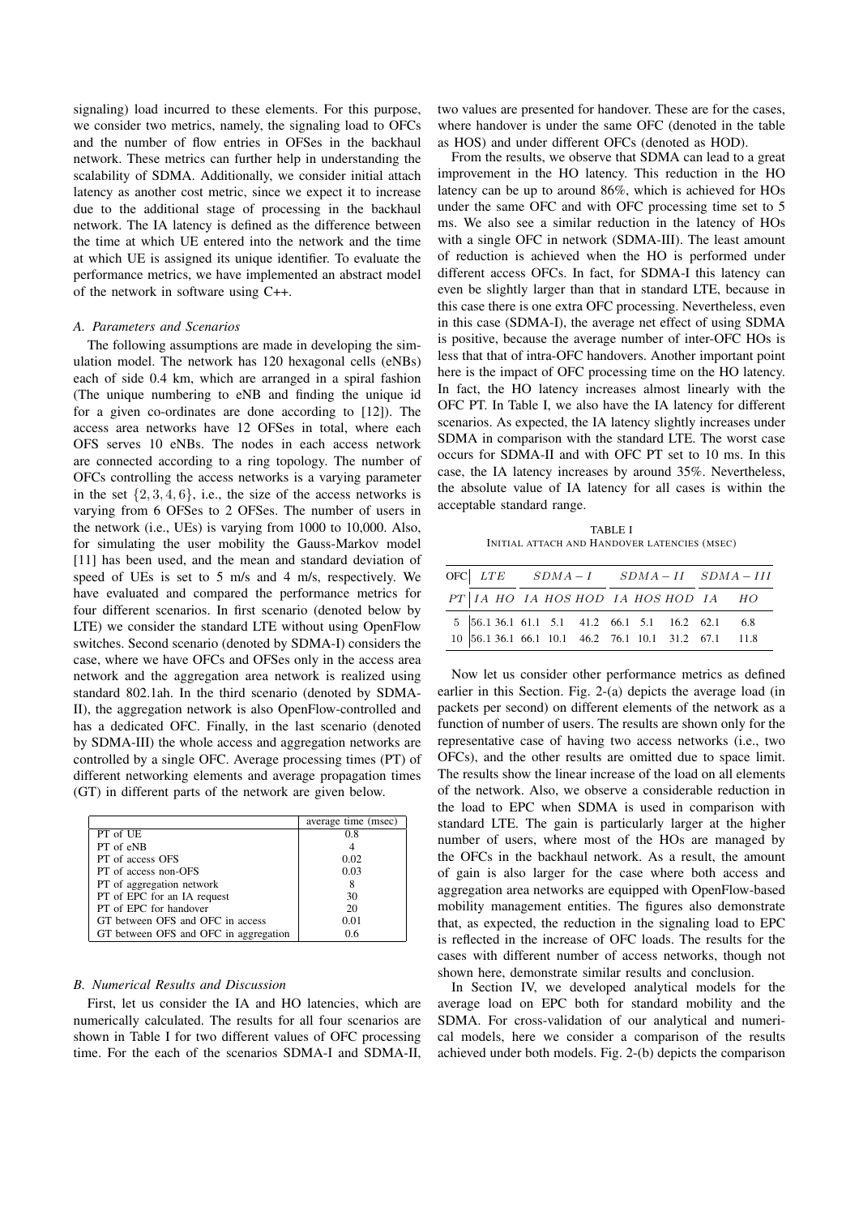signaling) load incurred to these elements. For this purpose, we consider two metrics, namely, the signaling load to OFCs and the number of flow entries in OFSes in the backhaul network. These metrics can further help in understanding the scalability of SDMA. Additionally, we consider initial attach latency as another cost metric, since we expect it to increase due to the additional stage of processing in the backhaul network. The IA latency is defined as the difference between the time at which UE entered into the network and the time at which UE is assigned its unique identifier. To evaluate the performance metrics, we have implemented an abstract model of the network in software using C++.

### A. Parameters and Scenarios

The following assumptions are made in developing the simulation model. The network has 120 hexagonal cells (eNBs) each of side 0.4 km, which are arranged in a spiral fashion (The unique numbering to eNB and finding the unique id for a given co-ordinates are done according to [12]). The access area networks have 12 OFSes in total, where each OFS serves 10 eNBs. The nodes in each access network are connected according to a ring topology. The number of OFCs controlling the access networks is a varying parameter in the set $\{2, 3, 4, 6\}$, i.e., the size of the access networks is varying from 6 OFSes to 2 OFSes. The number of users in the network (i.e., UEs) is varying from 1000 to 10,000. Also, for simulating the user mobility the Gauss-Markov model [11] has been used, and the mean and standard deviation of speed of UEs is set to 5 m/s and 4 m/s, respectively. We have evaluated and compared the performance metrics for four different scenarios. In first scenario (denoted below by LTE) we consider the standard LTE without using OpenFlow switches. Second scenario (denoted by SDMA-I) considers the case, where we have OFCs and OFSes only in the access area network and the aggregation area network is realized using standard 802.1ah. In the third scenario (denoted by SDMA-II), the aggregation network is also OpenFlow-controlled and has a dedicated OFC. Finally, in the last scenario (denoted by SDMA-III) the whole access and aggregation networks are controlled by a single OFC. Average processing times (PT) of different networking elements and average propagation times (GT) in different parts of the network are given below.

| | average time (msec) |
|---|---|
| PT of UE | 0.8 |
| PT of eNB | 4 |
| PT of access OFS | 0.02 |
| PT of access non-OFS | 0.03 |
| PT of aggregation network | 8 |
| PT of EPC for an IA request | 30 |
| PT of EPC for handover | 20 |
| GT between OFS and OFC in access | 0.01 |
| GT between OFS and OFC in aggregation | 0.6 |

### B. Numerical Results and Discussion

First, let us consider the IA and HO latencies, which are numerically calculated. The results for all four scenarios are shown in Table I for two different values of OFC processing time. For the each of the scenarios SDMA-I and SDMA-II, two values are presented for handover. These are for the cases, where handover is under the same OFC (denoted in the table as HOS) and under different OFCs (denoted as HOD).

From the results, we observe that SDMA can lead to a great improvement in the HO latency. This reduction in the HO latency can be up to around 86%, which is achieved for HOs under the same OFC and with OFC processing time set to 5 ms. We also see a similar reduction in the latency of HOs with a single OFC in network (SDMA-III). The least amount of reduction is achieved when the HO is performed under different access OFCs. In fact, for SDMA-I this latency can even be slightly larger than that in standard LTE, because in this case there is one extra OFC processing. Nevertheless, even in this case (SDMA-I), the average net effect of using SDMA is positive, because the average number of inter-OFC HOs is less that that of intra-OFC handovers. Another important point here is the impact of OFC processing time on the HO latency. In fact, the HO latency increases almost linearly with the OFC PT. In Table I, we also have the IA latency for different scenarios. As expected, the IA latency slightly increases under SDMA in comparison with the standard LTE. The worst case occurs for SDMA-II and with OFC PT set to 10 ms. In this case, the IA latency increases by around 35%. Nevertheless, the absolute value of IA latency for all cases is within the acceptable standard range.

TABLE I
INITIAL ATTACH AND HANDOVER LATENCIES (MSEC)

| OFC | $LTE$ | | $SDMA-I$ | | | $SDMA-II$ | | | $SDMA-III$ | |
|---|---|---|---|---|---|---|---|---|---|---|
| $PT$ | $IA$ | $HO$ | $IA$ | $HOS$ | $HOD$ | $IA$ | $HOS$ | $HOD$ | $IA$ | $HO$ |
| 5 | 56.1 | 36.1 | 61.1 | 5.1 | 41.2 | 66.1 | 5.1 | 16.2 | 62.1 | 6.8 |
| 10 | 56.1 | 36.1 | 66.1 | 10.1 | 46.2 | 76.1 | 10.1 | 31.2 | 67.1 | 11.8 |

Now let us consider other performance metrics as defined earlier in this Section. Fig. 2-(a) depicts the average load (in packets per second) on different elements of the network as a function of number of users. The results are shown only for the representative case of having two access networks (i.e., two OFCs), and the other results are omitted due to space limit. The results show the linear increase of the load on all elements of the network. Also, we observe a considerable reduction in the load to EPC when SDMA is used in comparison with standard LTE. The gain is particularly larger at the higher number of users, where most of the HOs are managed by the OFCs in the backhaul network. As a result, the amount of gain is also larger for the case where both access and aggregation area networks are equipped with OpenFlow-based mobility management entities. The figures also demonstrate that, as expected, the reduction in the signaling load to EPC is reflected in the increase of OFC loads. The results for the cases with different number of access networks, though not shown here, demonstrate similar results and conclusion.

In Section IV, we developed analytical models for the average load on EPC both for standard mobility and the SDMA. For cross-validation of our analytical and numerical models, here we consider a comparison of the results achieved under both models. Fig. 2-(b) depicts the comparison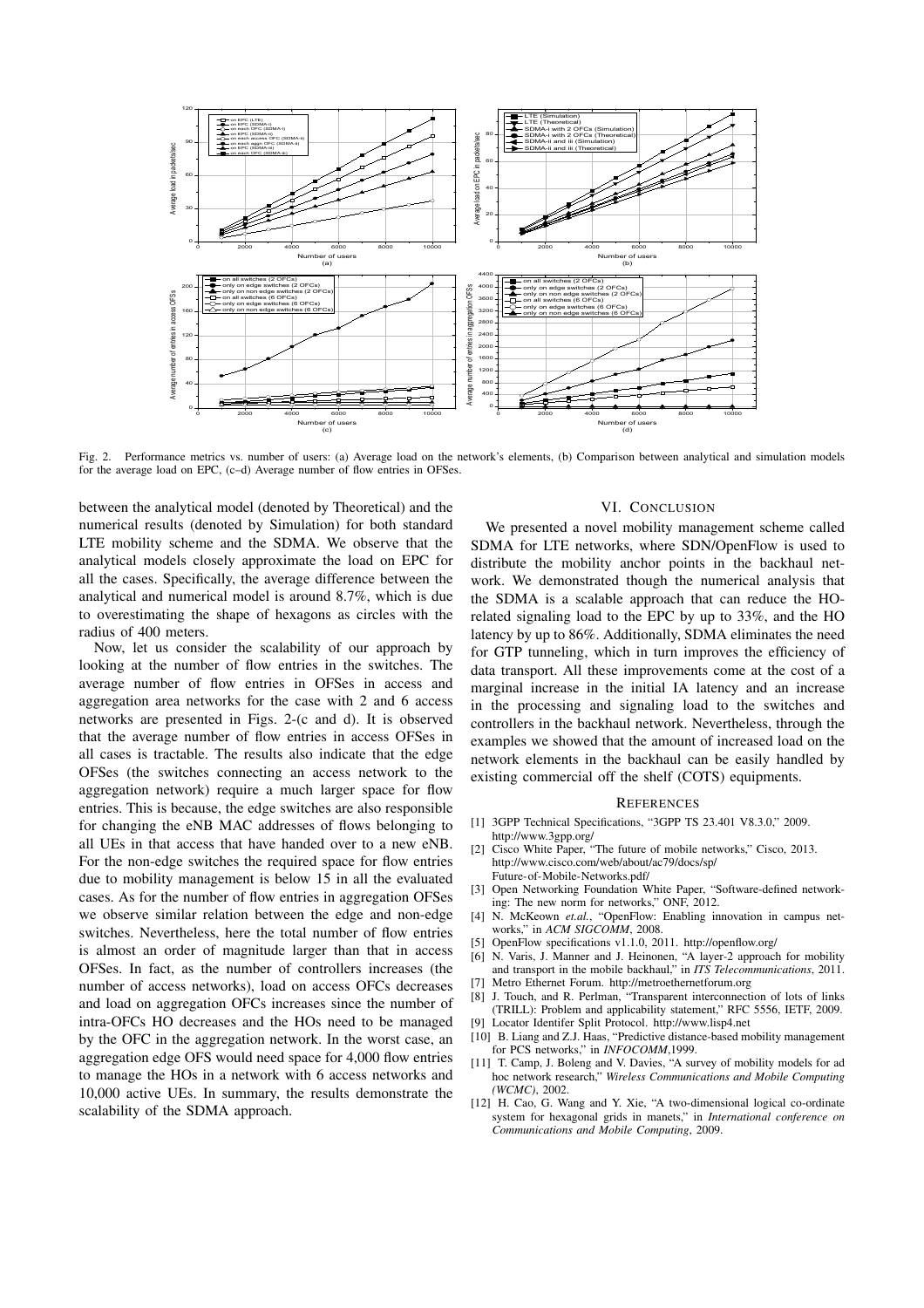Average load in packets/sec

on EPC (LTE)
on EPC (SDMA-i)
on each OFC (SDMA-i)
on EPC (SDMA-ii)
on each access OFC (SDMA-ii)
on each aggr OFC (SDMA-ii)
on EPC (SDMA-iii)
on each OFC (SDMA-iii)

Number of users
(a)

Average load on EPC in packets/sec

LTE (Simulation)
LTE (Theoretical)
SDMA-i with 2 OFCs (Simulation)
SDMA-i with 2 OFCs (Theoretical)
SDMA-ii and iii (Simulation)
SDMA-ii and iii (Theoretical)

Number of users
(b)

Average number of entries in access OFSs

on all switches (2 OFCs)
only on edge switches (2 OFCs)
only on non edge switches (2 OFCs)
on all switches (6 OFCs)
only on edge switches (6 OFCs)
only on non edge switches (6 OFCs)

Number of users
(c)

Average number of entries in aggregation OFSs

on all switches (2 OFCs)
only on edge switches (2 OFCs)
only on non edge switches (2 OFCs)
on all switches (6 OFCs)
only on edge switches (6 OFCs)
only on non edge switches (6 OFCs)

Number of users
(d)

Fig. 2. Performance metrics vs. number of users: (a) Average load on the network's elements, (b) Comparison between analytical and simulation models for the average load on EPC, (c–d) Average number of flow entries in OFSes.

between the analytical model (denoted by Theoretical) and the numerical results (denoted by Simulation) for both standard LTE mobility scheme and the SDMA. We observe that the analytical models closely approximate the load on EPC for all the cases. Specifically, the average difference between the analytical and numerical model is around 8.7%, which is due to overestimating the shape of hexagons as circles with the radius of 400 meters.

Now, let us consider the scalability of our approach by looking at the number of flow entries in the switches. The average number of flow entries in OFSes in access and aggregation area networks for the case with 2 and 6 access networks are presented in Figs. 2-(c and d). It is observed that the average number of flow entries in access OFSes in all cases is tractable. The results also indicate that the edge OFSes (the switches connecting an access network to the aggregation network) require a much larger space for flow entries. This is because, the edge switches are also responsible for changing the eNB MAC addresses of flows belonging to all UEs in that access that have handed over to a new eNB. For the non-edge switches the required space for flow entries due to mobility management is below 15 in all the evaluated cases. As for the number of flow entries in aggregation OFSes we observe similar relation between the edge and non-edge switches. Nevertheless, here the total number of flow entries is almost an order of magnitude larger than that in access OFSes. In fact, as the number of controllers increases (the number of access networks), load on access OFCs decreases and load on aggregation OFCs increases since the number of intra-OFCs HO decreases and the HOs need to be managed by the OFC in the aggregation network. In the worst case, an aggregation edge OFS would need space for 4,000 flow entries to manage the HOs in a network with 6 access networks and 10,000 active UEs. In summary, the results demonstrate the scalability of the SDMA approach.

## VI. Conclusion

We presented a novel mobility management scheme called SDMA for LTE networks, where SDN/OpenFlow is used to distribute the mobility anchor points in the backhaul network. We demonstrated though the numerical analysis that the SDMA is a scalable approach that can reduce the HO-related signaling load to the EPC by up to 33%, and the HO latency by up to 86%. Additionally, SDMA eliminates the need for GTP tunneling, which in turn improves the efficiency of data transport. All these improvements come at the cost of a marginal increase in the initial IA latency and an increase in the processing and signaling load to the switches and controllers in the backhaul network. Nevertheless, through the examples we showed that the amount of increased load on the network elements in the backhaul can be easily handled by existing commercial off the shelf (COTS) equipments.

## References

[1] 3GPP Technical Specifications, "3GPP TS 23.401 V8.3.0," 2009. http://www.3gpp.org/

[2] Cisco White Paper, "The future of mobile networks," Cisco, 2013. http://www.cisco.com/web/about/ac79/docs/sp/Future-of-Mobile-Networks.pdf/

[3] Open Networking Foundation White Paper, "Software-defined networking: The new norm for networks," ONF, 2012.

[4] N. McKeown *et.al.*, "OpenFlow: Enabling innovation in campus networks," in *ACM SIGCOMM*, 2008.

[5] OpenFlow specifications v1.1.0, 2011. http://openflow.org/

[6] N. Varis, J. Manner and J. Heinonen, "A layer-2 approach for mobility and transport in the mobile backhaul," in *ITS Telecommunications*, 2011.

[7] Metro Ethernet Forum. http://metroethernetforum.org

[8] J. Touch, and R. Perlman, "Transparent interconnection of lots of links (TRILL): Problem and applicability statement," RFC 5556, IETF, 2009.

[9] Locator Identifer Split Protocol. http://www.lisp4.net

[10] B. Liang and Z.J. Haas, "Predictive distance-based mobility management for PCS networks," in *INFOCOMM*,1999.

[11] T. Camp, J. Boleng and V. Davies, "A survey of mobility models for ad hoc network research," *Wireless Communications and Mobile Computing (WCMC)*, 2002.

[12] H. Cao, G. Wang and Y. Xie, "A two-dimensional logical co-ordinate system for hexagonal grids in manets," in *International conference on Communications and Mobile Computing*, 2009.